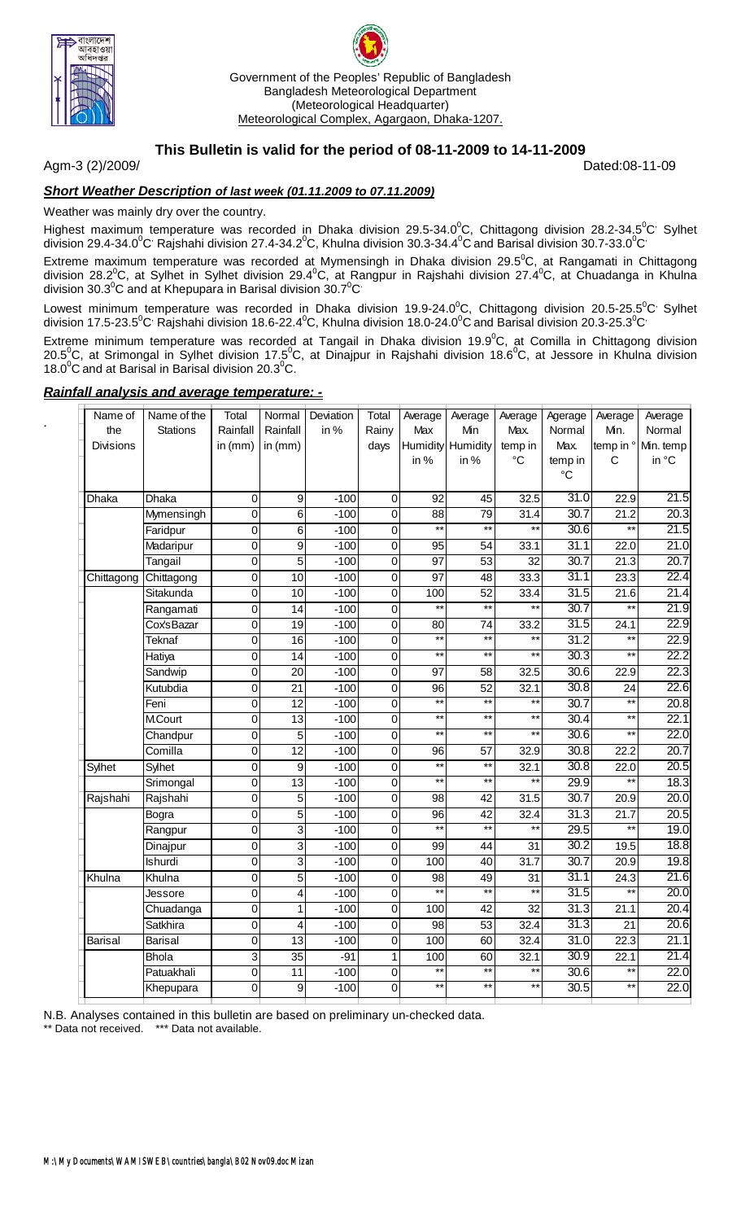Government of the Peoples' Republic of Bangladesh
Bangladesh Meteorological Department
(Meteorological Headquarter)
Meteorological Complex, Agargaon, Dhaka-1207.

## This Bulletin is valid for the period of 08-11-2009 to 14-11-2009

Agm-3 (2)/2009/ Dated:08-11-09

### *Short Weather Description of last week (01.11.2009 to 07.11.2009)*

Weather was mainly dry over the country.

Highest maximum temperature was recorded in Dhaka division 29.5-34.0$^0$C, Chittagong division 28.2-34.5$^0$C Sylhet division 29.4-34.0$^0$C Rajshahi division 27.4-34.2$^0$C, Khulna division 30.3-34.4$^0$C and Barisal division 30.7-33.0$^0$C

Extreme maximum temperature was recorded at Mymensingh in Dhaka division 29.5$^0$C, at Rangamati in Chittagong division 28.2$^0$C, at Sylhet in Sylhet division 29.4$^0$C, at Rangpur in Rajshahi division 27.4$^0$C, at Chuadanga in Khulna division 30.3$^0$C and at Khepupara in Barisal division 30.7$^0$C

Lowest minimum temperature was recorded in Dhaka division 19.9-24.0$^0$C, Chittagong division 20.5-25.5$^0$C Sylhet division 17.5-23.5$^0$C Rajshahi division 18.6-22.4$^0$C, Khulna division 18.0-24.0$^0$C and Barisal division 20.3-25.3$^0$C

Extreme minimum temperature was recorded at Tangail in Dhaka division 19.9$^0$C, at Comilla in Chittagong division 20.5$^0$C, at Srimongal in Sylhet division 17.5$^0$C, at Dinajpur in Rajshahi division 18.6$^0$C, at Jessore in Khulna division 18.0$^0$C and at Barisal in Barisal division 20.3$^0$C.

### *Rainfall analysis and average temperature: -*

| Name of the Divisions | Name of the Stations | Total Rainfall in (mm) | Normal Rainfall in (mm) | Deviation in % | Total Rainy days | Average Max Humidity in % | Average Min Humidity in % | Average Max. temp in °C | Agerage Normal Max. temp in °C | Average Min. temp in °C | Average Normal Min. temp in °C |
|---|---|---|---|---|---|---|---|---|---|---|---|
| Dhaka | Dhaka | 0 | 9 | -100 | 0 | 92 | 45 | 32.5 | 31.0 | 22.9 | 21.5 |
| | Mymensingh | 0 | 6 | -100 | 0 | 88 | 79 | 31.4 | 30.7 | 21.2 | 20.3 |
| | Faridpur | 0 | 6 | -100 | 0 | ** | ** | ** | 30.6 | ** | 21.5 |
| | Madaripur | 0 | 9 | -100 | 0 | 95 | 54 | 33.1 | 31.1 | 22.0 | 21.0 |
| | Tangail | 0 | 5 | -100 | 0 | 97 | 53 | 32 | 30.7 | 21.3 | 20.7 |
| Chittagong | Chittagong | 0 | 10 | -100 | 0 | 97 | 48 | 33.3 | 31.1 | 23.3 | 22.4 |
| | Sitakunda | 0 | 10 | -100 | 0 | 100 | 52 | 33.4 | 31.5 | 21.6 | 21.4 |
| | Rangamati | 0 | 14 | -100 | 0 | ** | ** | ** | 30.7 | ** | 21.9 |
| | Cox'sBazar | 0 | 19 | -100 | 0 | 80 | 74 | 33.2 | 31.5 | 24.1 | 22.9 |
| | Teknaf | 0 | 16 | -100 | 0 | ** | ** | ** | 31.2 | ** | 22.9 |
| | Hatiya | 0 | 14 | -100 | 0 | ** | ** | ** | 30.3 | ** | 22.2 |
| | Sandwip | 0 | 20 | -100 | 0 | 97 | 58 | 32.5 | 30.6 | 22.9 | 22.3 |
| | Kutubdia | 0 | 21 | -100 | 0 | 96 | 52 | 32.1 | 30.8 | 24 | 22.6 |
| | Feni | 0 | 12 | -100 | 0 | ** | ** | ** | 30.7 | ** | 20.8 |
| | M.Court | 0 | 13 | -100 | 0 | ** | ** | ** | 30.4 | ** | 22.1 |
| | Chandpur | 0 | 5 | -100 | 0 | ** | ** | ** | 30.6 | ** | 22.0 |
| | Comilla | 0 | 12 | -100 | 0 | 96 | 57 | 32.9 | 30.8 | 22.2 | 20.7 |
| Sylhet | Sylhet | 0 | 9 | -100 | 0 | ** | ** | 32.1 | 30.8 | 22.0 | 20.5 |
| | Srimongal | 0 | 13 | -100 | 0 | ** | ** | ** | 29.9 | ** | 18.3 |
| Rajshahi | Rajshahi | 0 | 5 | -100 | 0 | 98 | 42 | 31.5 | 30.7 | 20.9 | 20.0 |
| | Bogra | 0 | 5 | -100 | 0 | 96 | 42 | 32.4 | 31.3 | 21.7 | 20.5 |
| | Rangpur | 0 | 3 | -100 | 0 | ** | ** | ** | 29.5 | ** | 19.0 |
| | Dinajpur | 0 | 3 | -100 | 0 | 99 | 44 | 31 | 30.2 | 19.5 | 18.8 |
| | Ishurdi | 0 | 3 | -100 | 0 | 100 | 40 | 31.7 | 30.7 | 20.9 | 19.8 |
| Khulna | Khulna | 0 | 5 | -100 | 0 | 98 | 49 | 31 | 31.1 | 24.3 | 21.6 |
| | Jessore | 0 | 4 | -100 | 0 | ** | ** | ** | 31.5 | ** | 20.0 |
| | Chuadanga | 0 | 1 | -100 | 0 | 100 | 42 | 32 | 31.3 | 21.1 | 20.4 |
| | Satkhira | 0 | 4 | -100 | 0 | 98 | 53 | 32.4 | 31.3 | 21 | 20.6 |
| Barisal | Barisal | 0 | 13 | -100 | 0 | 100 | 60 | 32.4 | 31.0 | 22.3 | 21.1 |
| | Bhola | 3 | 35 | -91 | 1 | 100 | 60 | 32.1 | 30.9 | 22.1 | 21.4 |
| | Patuakhali | 0 | 11 | -100 | 0 | ** | ** | ** | 30.6 | ** | 22.0 |
| | Khepupara | 0 | 9 | -100 | 0 | ** | ** | ** | 30.5 | ** | 22.0 |

N.B. Analyses contained in this bulletin are based on preliminary un-checked data.

** Data not received. *** Data not available.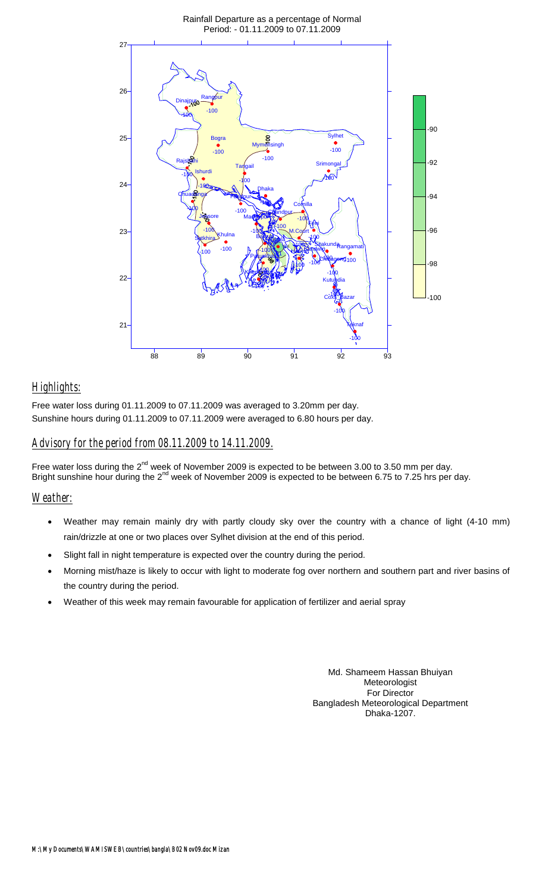Rainfall Departure as a percentage of Normal
Period: - 01.11.2009 to 07.11.2009

## Highlights:

Free water loss during 01.11.2009 to 07.11.2009 was averaged to 3.20mm per day.
Sunshine hours during 01.11.2009 to 07.11.2009 were averaged to 6.80 hours per day.

## Advisory for the period from 08.11.2009 to 14.11.2009.

Free water loss during the 2nd week of November 2009 is expected to be between 3.00 to 3.50 mm per day.
Bright sunshine hour during the 2nd week of November 2009 is expected to be between 6.75 to 7.25 hrs per day.

## Weather:

- Weather may remain mainly dry with partly cloudy sky over the country with a chance of light (4-10 mm) rain/drizzle at one or two places over Sylhet division at the end of this period.
- Slight fall in night temperature is expected over the country during the period.
- Morning mist/haze is likely to occur with light to moderate fog over northern and southern part and river basins of the country during the period.
- Weather of this week may remain favourable for application of fertilizer and aerial spray

Md. Shameem Hassan Bhuiyan
Meteorologist
For Director
Bangladesh Meteorological Department
Dhaka-1207.

M:\My Documents\WAMIS\WEB\countries\bangla\B02Nov09.doc Mizan